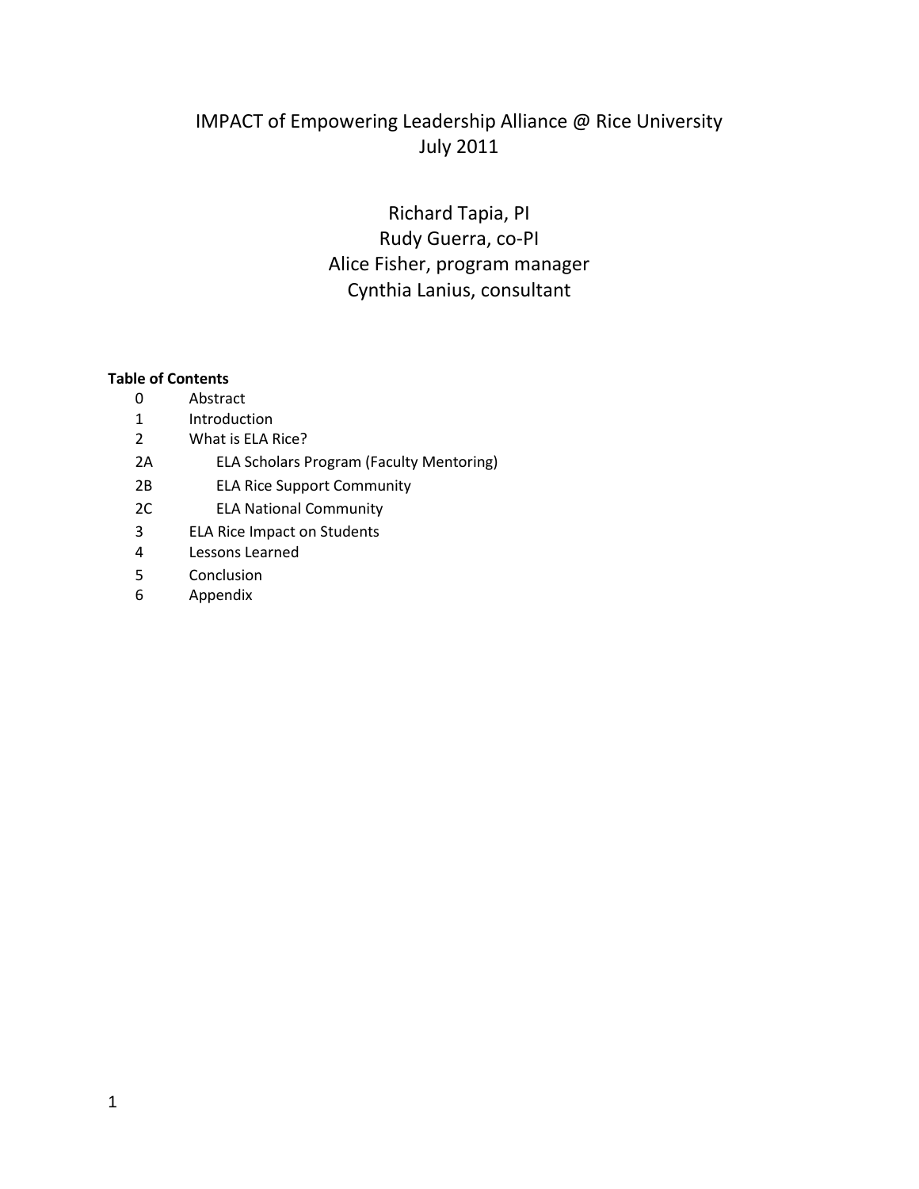# IMPACT of Empowering Leadership Alliance @ Rice University
## July 2011

Richard Tapia, PI
Rudy Guerra, co-PI
Alice Fisher, program manager
Cynthia Lanius, consultant

**Table of Contents**

| | |
|---|---|
| 0 | Abstract |
| 1 | Introduction |
| 2 | What is ELA Rice? |
| 2A | ELA Scholars Program (Faculty Mentoring) |
| 2B | ELA Rice Support Community |
| 2C | ELA National Community |
| 3 | ELA Rice Impact on Students |
| 4 | Lessons Learned |
| 5 | Conclusion |
| 6 | Appendix |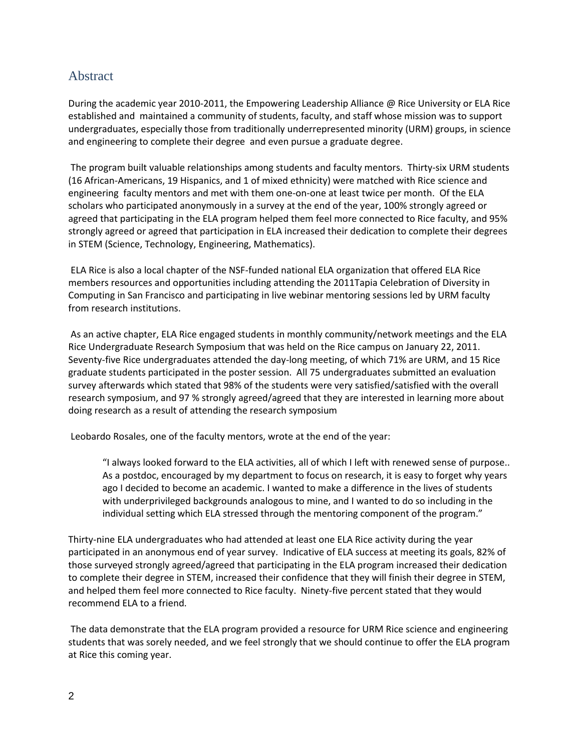# Abstract

During the academic year 2010-2011, the Empowering Leadership Alliance @ Rice University or ELA Rice established and maintained a community of students, faculty, and staff whose mission was to support undergraduates, especially those from traditionally underrepresented minority (URM) groups, in science and engineering to complete their degree and even pursue a graduate degree.

The program built valuable relationships among students and faculty mentors. Thirty-six URM students (16 African-Americans, 19 Hispanics, and 1 of mixed ethnicity) were matched with Rice science and engineering faculty mentors and met with them one-on-one at least twice per month. Of the ELA scholars who participated anonymously in a survey at the end of the year, 100% strongly agreed or agreed that participating in the ELA program helped them feel more connected to Rice faculty, and 95% strongly agreed or agreed that participation in ELA increased their dedication to complete their degrees in STEM (Science, Technology, Engineering, Mathematics).

ELA Rice is also a local chapter of the NSF-funded national ELA organization that offered ELA Rice members resources and opportunities including attending the 2011Tapia Celebration of Diversity in Computing in San Francisco and participating in live webinar mentoring sessions led by URM faculty from research institutions.

As an active chapter, ELA Rice engaged students in monthly community/network meetings and the ELA Rice Undergraduate Research Symposium that was held on the Rice campus on January 22, 2011. Seventy-five Rice undergraduates attended the day-long meeting, of which 71% are URM, and 15 Rice graduate students participated in the poster session. All 75 undergraduates submitted an evaluation survey afterwards which stated that 98% of the students were very satisfied/satisfied with the overall research symposium, and 97 % strongly agreed/agreed that they are interested in learning more about doing research as a result of attending the research symposium

Leobardo Rosales, one of the faculty mentors, wrote at the end of the year:

> "I always looked forward to the ELA activities, all of which I left with renewed sense of purpose.. As a postdoc, encouraged by my department to focus on research, it is easy to forget why years ago I decided to become an academic. I wanted to make a difference in the lives of students with underprivileged backgrounds analogous to mine, and I wanted to do so including in the individual setting which ELA stressed through the mentoring component of the program."

Thirty-nine ELA undergraduates who had attended at least one ELA Rice activity during the year participated in an anonymous end of year survey. Indicative of ELA success at meeting its goals, 82% of those surveyed strongly agreed/agreed that participating in the ELA program increased their dedication to complete their degree in STEM, increased their confidence that they will finish their degree in STEM, and helped them feel more connected to Rice faculty. Ninety-five percent stated that they would recommend ELA to a friend.

The data demonstrate that the ELA program provided a resource for URM Rice science and engineering students that was sorely needed, and we feel strongly that we should continue to offer the ELA program at Rice this coming year.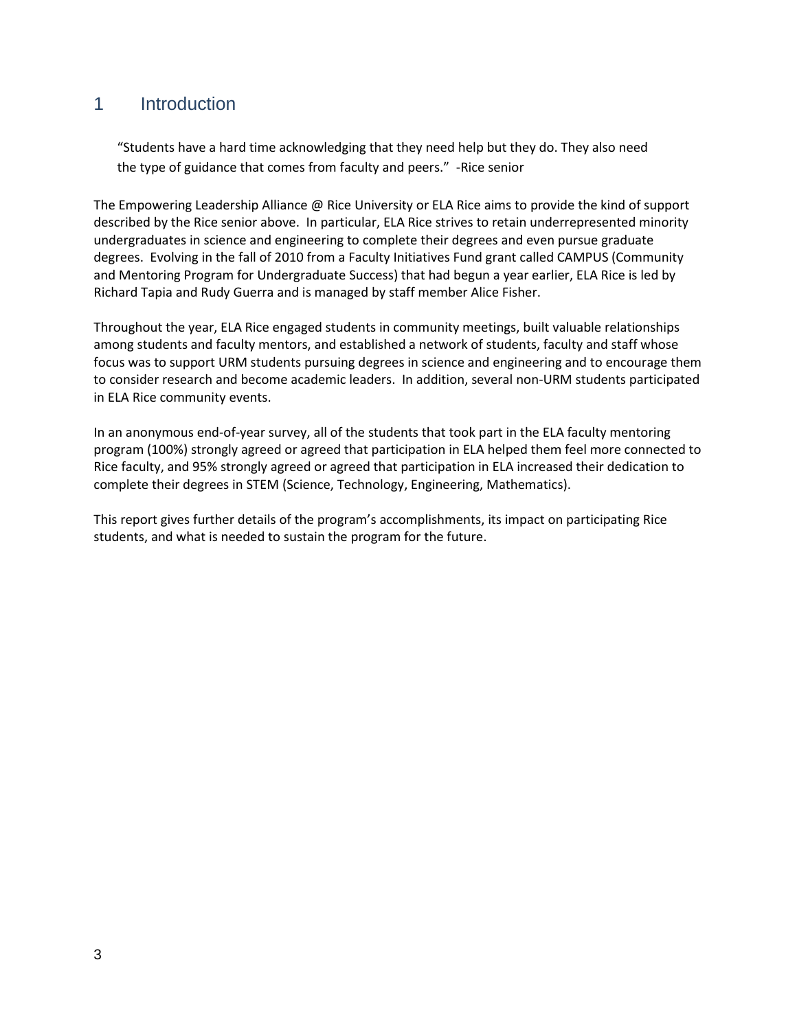# 1 Introduction

> "Students have a hard time acknowledging that they need help but they do. They also need the type of guidance that comes from faculty and peers." -Rice senior

The Empowering Leadership Alliance @ Rice University or ELA Rice aims to provide the kind of support described by the Rice senior above. In particular, ELA Rice strives to retain underrepresented minority undergraduates in science and engineering to complete their degrees and even pursue graduate degrees. Evolving in the fall of 2010 from a Faculty Initiatives Fund grant called CAMPUS (Community and Mentoring Program for Undergraduate Success) that had begun a year earlier, ELA Rice is led by Richard Tapia and Rudy Guerra and is managed by staff member Alice Fisher.

Throughout the year, ELA Rice engaged students in community meetings, built valuable relationships among students and faculty mentors, and established a network of students, faculty and staff whose focus was to support URM students pursuing degrees in science and engineering and to encourage them to consider research and become academic leaders. In addition, several non-URM students participated in ELA Rice community events.

In an anonymous end-of-year survey, all of the students that took part in the ELA faculty mentoring program (100%) strongly agreed or agreed that participation in ELA helped them feel more connected to Rice faculty, and 95% strongly agreed or agreed that participation in ELA increased their dedication to complete their degrees in STEM (Science, Technology, Engineering, Mathematics).

This report gives further details of the program's accomplishments, its impact on participating Rice students, and what is needed to sustain the program for the future.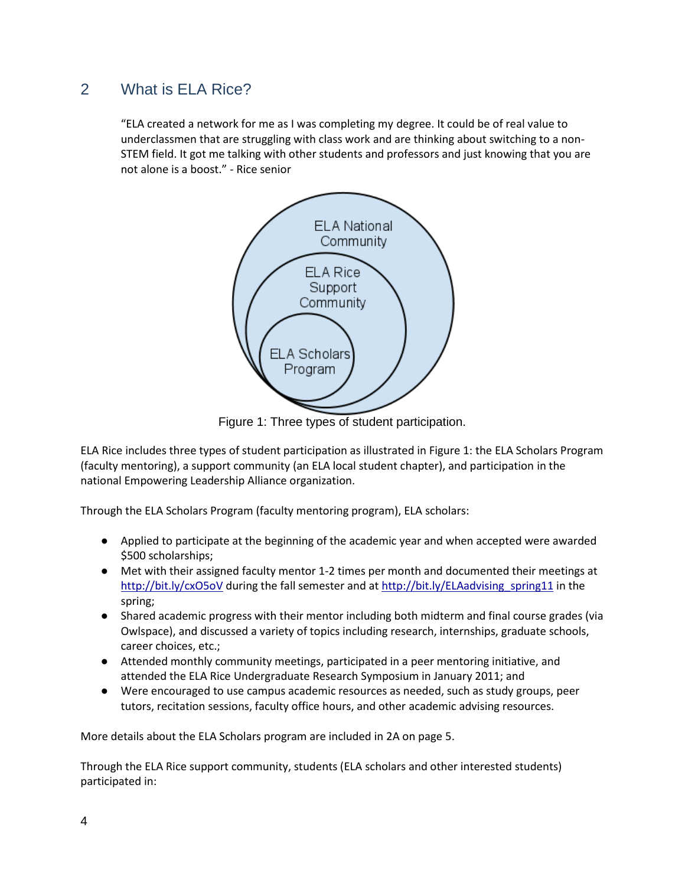## 2 What is ELA Rice?

"ELA created a network for me as I was completing my degree. It could be of real value to underclassmen that are struggling with class work and are thinking about switching to a non-STEM field. It got me talking with other students and professors and just knowing that you are not alone is a boost." - Rice senior

ELA National Community

ELA Rice Support Community

ELA Scholars Program

Figure 1: Three types of student participation.

ELA Rice includes three types of student participation as illustrated in Figure 1: the ELA Scholars Program (faculty mentoring), a support community (an ELA local student chapter), and participation in the national Empowering Leadership Alliance organization.

Through the ELA Scholars Program (faculty mentoring program), ELA scholars:

- Applied to participate at the beginning of the academic year and when accepted were awarded $500 scholarships;
- Met with their assigned faculty mentor 1-2 times per month and documented their meetings at http://bit.ly/cxO5oV during the fall semester and at http://bit.ly/ELAadvising_spring11 in the spring;
- Shared academic progress with their mentor including both midterm and final course grades (via Owlspace), and discussed a variety of topics including research, internships, graduate schools, career choices, etc.;
- Attended monthly community meetings, participated in a peer mentoring initiative, and attended the ELA Rice Undergraduate Research Symposium in January 2011; and
- Were encouraged to use campus academic resources as needed, such as study groups, peer tutors, recitation sessions, faculty office hours, and other academic advising resources.

More details about the ELA Scholars program are included in 2A on page 5.

Through the ELA Rice support community, students (ELA scholars and other interested students) participated in: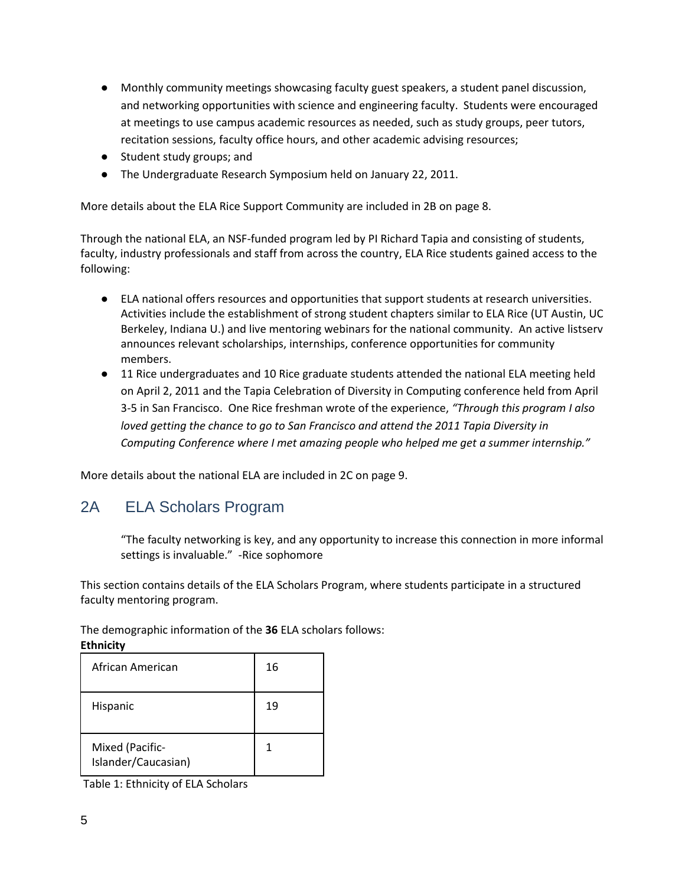- Monthly community meetings showcasing faculty guest speakers, a student panel discussion, and networking opportunities with science and engineering faculty. Students were encouraged at meetings to use campus academic resources as needed, such as study groups, peer tutors, recitation sessions, faculty office hours, and other academic advising resources;
- Student study groups; and
- The Undergraduate Research Symposium held on January 22, 2011.

More details about the ELA Rice Support Community are included in 2B on page 8.

Through the national ELA, an NSF-funded program led by PI Richard Tapia and consisting of students, faculty, industry professionals and staff from across the country, ELA Rice students gained access to the following:

- ELA national offers resources and opportunities that support students at research universities. Activities include the establishment of strong student chapters similar to ELA Rice (UT Austin, UC Berkeley, Indiana U.) and live mentoring webinars for the national community. An active listserv announces relevant scholarships, internships, conference opportunities for community members.
- 11 Rice undergraduates and 10 Rice graduate students attended the national ELA meeting held on April 2, 2011 and the Tapia Celebration of Diversity in Computing conference held from April 3-5 in San Francisco. One Rice freshman wrote of the experience, *"Through this program I also loved getting the chance to go to San Francisco and attend the 2011 Tapia Diversity in Computing Conference where I met amazing people who helped me get a summer internship."*

More details about the national ELA are included in 2C on page 9.

## 2A ELA Scholars Program

> "The faculty networking is key, and any opportunity to increase this connection in more informal settings is invaluable." -Rice sophomore

This section contains details of the ELA Scholars Program, where students participate in a structured faculty mentoring program.

The demographic information of the **36** ELA scholars follows:

**Ethnicity**

| Ethnicity | Count |
|---|---|
| African American | 16 |
| Hispanic | 19 |
| Mixed (Pacific-Islander/Caucasian) | 1 |

Table 1: Ethnicity of ELA Scholars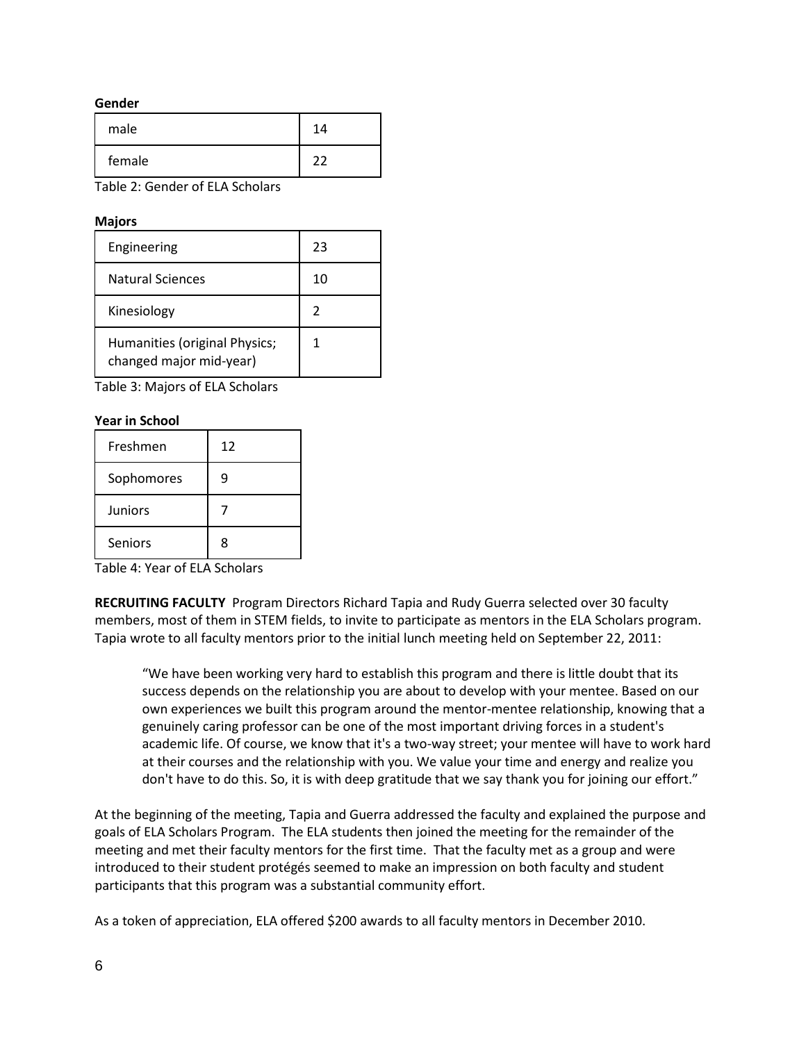**Gender**

| male | 14 |
|---|---|
| female | 22 |

Table 2: Gender of ELA Scholars

**Majors**

| Engineering | 23 |
|---|---|
| Natural Sciences | 10 |
| Kinesiology | 2 |
| Humanities (original Physics; changed major mid-year) | 1 |

Table 3: Majors of ELA Scholars

**Year in School**

| Freshmen | 12 |
|---|---|
| Sophomores | 9 |
| Juniors | 7 |
| Seniors | 8 |

Table 4: Year of ELA Scholars

**RECRUITING FACULTY** Program Directors Richard Tapia and Rudy Guerra selected over 30 faculty members, most of them in STEM fields, to invite to participate as mentors in the ELA Scholars program. Tapia wrote to all faculty mentors prior to the initial lunch meeting held on September 22, 2011:

> "We have been working very hard to establish this program and there is little doubt that its success depends on the relationship you are about to develop with your mentee. Based on our own experiences we built this program around the mentor-mentee relationship, knowing that a genuinely caring professor can be one of the most important driving forces in a student's academic life. Of course, we know that it's a two-way street; your mentee will have to work hard at their courses and the relationship with you. We value your time and energy and realize you don't have to do this. So, it is with deep gratitude that we say thank you for joining our effort."

At the beginning of the meeting, Tapia and Guerra addressed the faculty and explained the purpose and goals of ELA Scholars Program. The ELA students then joined the meeting for the remainder of the meeting and met their faculty mentors for the first time. That the faculty met as a group and were introduced to their student protégés seemed to make an impression on both faculty and student participants that this program was a substantial community effort.

As a token of appreciation, ELA offered $200 awards to all faculty mentors in December 2010.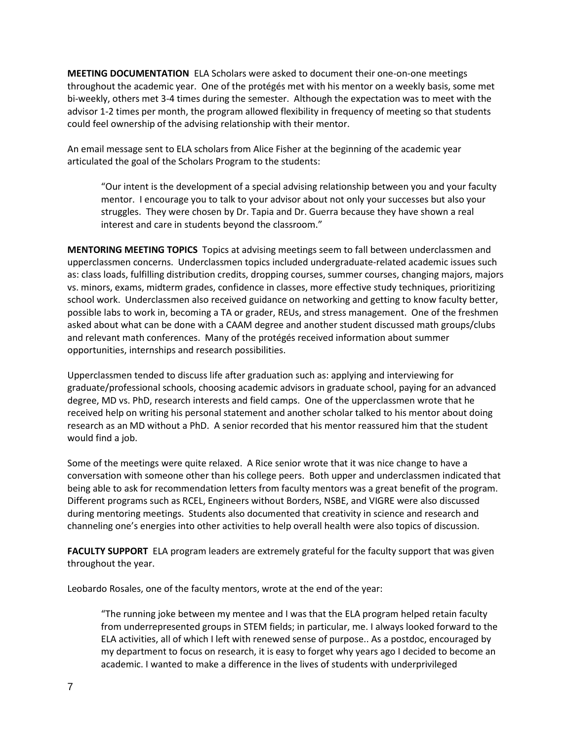**MEETING DOCUMENTATION** ELA Scholars were asked to document their one-on-one meetings throughout the academic year. One of the protégés met with his mentor on a weekly basis, some met bi-weekly, others met 3-4 times during the semester. Although the expectation was to meet with the advisor 1-2 times per month, the program allowed flexibility in frequency of meeting so that students could feel ownership of the advising relationship with their mentor.

An email message sent to ELA scholars from Alice Fisher at the beginning of the academic year articulated the goal of the Scholars Program to the students:

> "Our intent is the development of a special advising relationship between you and your faculty mentor. I encourage you to talk to your advisor about not only your successes but also your struggles. They were chosen by Dr. Tapia and Dr. Guerra because they have shown a real interest and care in students beyond the classroom."

**MENTORING MEETING TOPICS** Topics at advising meetings seem to fall between underclassmen and upperclassmen concerns. Underclassmen topics included undergraduate-related academic issues such as: class loads, fulfilling distribution credits, dropping courses, summer courses, changing majors, majors vs. minors, exams, midterm grades, confidence in classes, more effective study techniques, prioritizing school work. Underclassmen also received guidance on networking and getting to know faculty better, possible labs to work in, becoming a TA or grader, REUs, and stress management. One of the freshmen asked about what can be done with a CAAM degree and another student discussed math groups/clubs and relevant math conferences. Many of the protégés received information about summer opportunities, internships and research possibilities.

Upperclassmen tended to discuss life after graduation such as: applying and interviewing for graduate/professional schools, choosing academic advisors in graduate school, paying for an advanced degree, MD vs. PhD, research interests and field camps. One of the upperclassmen wrote that he received help on writing his personal statement and another scholar talked to his mentor about doing research as an MD without a PhD. A senior recorded that his mentor reassured him that the student would find a job.

Some of the meetings were quite relaxed. A Rice senior wrote that it was nice change to have a conversation with someone other than his college peers. Both upper and underclassmen indicated that being able to ask for recommendation letters from faculty mentors was a great benefit of the program. Different programs such as RCEL, Engineers without Borders, NSBE, and VIGRE were also discussed during mentoring meetings. Students also documented that creativity in science and research and channeling one's energies into other activities to help overall health were also topics of discussion.

**FACULTY SUPPORT** ELA program leaders are extremely grateful for the faculty support that was given throughout the year.

Leobardo Rosales, one of the faculty mentors, wrote at the end of the year:

> "The running joke between my mentee and I was that the ELA program helped retain faculty from underrepresented groups in STEM fields; in particular, me. I always looked forward to the ELA activities, all of which I left with renewed sense of purpose.. As a postdoc, encouraged by my department to focus on research, it is easy to forget why years ago I decided to become an academic. I wanted to make a difference in the lives of students with underprivileged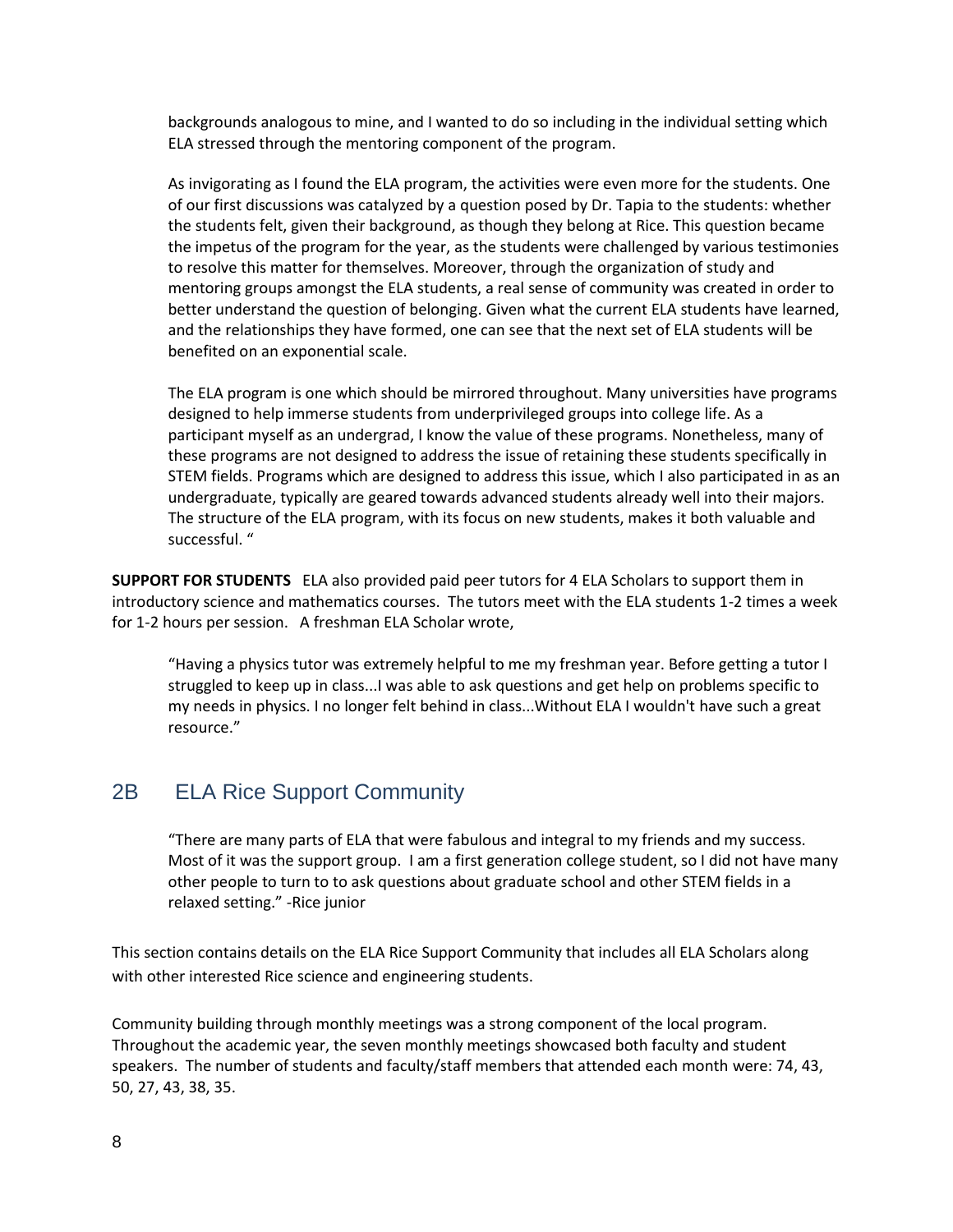> backgrounds analogous to mine, and I wanted to do so including in the individual setting which ELA stressed through the mentoring component of the program.
>
> As invigorating as I found the ELA program, the activities were even more for the students. One of our first discussions was catalyzed by a question posed by Dr. Tapia to the students: whether the students felt, given their background, as though they belong at Rice. This question became the impetus of the program for the year, as the students were challenged by various testimonies to resolve this matter for themselves. Moreover, through the organization of study and mentoring groups amongst the ELA students, a real sense of community was created in order to better understand the question of belonging. Given what the current ELA students have learned, and the relationships they have formed, one can see that the next set of ELA students will be benefited on an exponential scale.
>
> The ELA program is one which should be mirrored throughout. Many universities have programs designed to help immerse students from underprivileged groups into college life. As a participant myself as an undergrad, I know the value of these programs. Nonetheless, many of these programs are not designed to address the issue of retaining these students specifically in STEM fields. Programs which are designed to address this issue, which I also participated in as an undergraduate, typically are geared towards advanced students already well into their majors. The structure of the ELA program, with its focus on new students, makes it both valuable and successful. "

**SUPPORT FOR STUDENTS** ELA also provided paid peer tutors for 4 ELA Scholars to support them in introductory science and mathematics courses. The tutors meet with the ELA students 1-2 times a week for 1-2 hours per session. A freshman ELA Scholar wrote,

> "Having a physics tutor was extremely helpful to me my freshman year. Before getting a tutor I struggled to keep up in class...I was able to ask questions and get help on problems specific to my needs in physics. I no longer felt behind in class...Without ELA I wouldn't have such a great resource."

## 2B ELA Rice Support Community

> "There are many parts of ELA that were fabulous and integral to my friends and my success. Most of it was the support group. I am a first generation college student, so I did not have many other people to turn to to ask questions about graduate school and other STEM fields in a relaxed setting." -Rice junior

This section contains details on the ELA Rice Support Community that includes all ELA Scholars along with other interested Rice science and engineering students.

Community building through monthly meetings was a strong component of the local program. Throughout the academic year, the seven monthly meetings showcased both faculty and student speakers. The number of students and faculty/staff members that attended each month were: 74, 43, 50, 27, 43, 38, 35.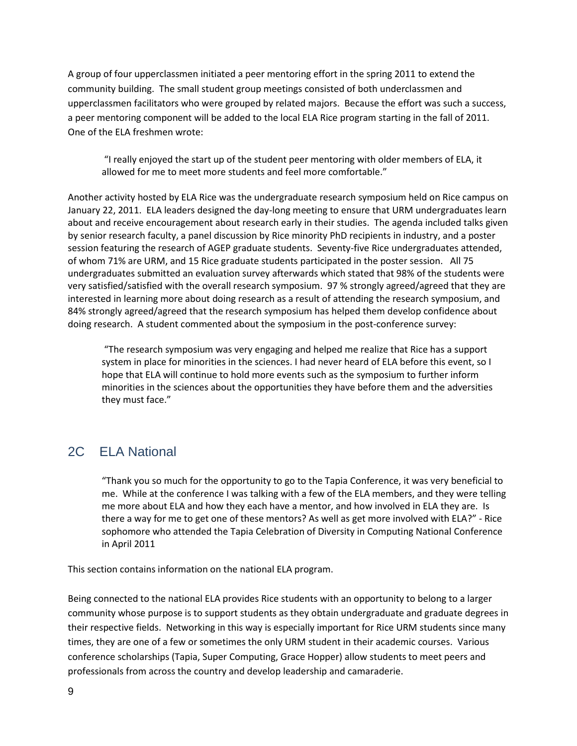A group of four upperclassmen initiated a peer mentoring effort in the spring 2011 to extend the community building. The small student group meetings consisted of both underclassmen and upperclassmen facilitators who were grouped by related majors. Because the effort was such a success, a peer mentoring component will be added to the local ELA Rice program starting in the fall of 2011. One of the ELA freshmen wrote:

> "I really enjoyed the start up of the student peer mentoring with older members of ELA, it allowed for me to meet more students and feel more comfortable."

Another activity hosted by ELA Rice was the undergraduate research symposium held on Rice campus on January 22, 2011. ELA leaders designed the day-long meeting to ensure that URM undergraduates learn about and receive encouragement about research early in their studies. The agenda included talks given by senior research faculty, a panel discussion by Rice minority PhD recipients in industry, and a poster session featuring the research of AGEP graduate students. Seventy-five Rice undergraduates attended, of whom 71% are URM, and 15 Rice graduate students participated in the poster session. All 75 undergraduates submitted an evaluation survey afterwards which stated that 98% of the students were very satisfied/satisfied with the overall research symposium. 97 % strongly agreed/agreed that they are interested in learning more about doing research as a result of attending the research symposium, and 84% strongly agreed/agreed that the research symposium has helped them develop confidence about doing research. A student commented about the symposium in the post-conference survey:

> "The research symposium was very engaging and helped me realize that Rice has a support system in place for minorities in the sciences. I had never heard of ELA before this event, so I hope that ELA will continue to hold more events such as the symposium to further inform minorities in the sciences about the opportunities they have before them and the adversities they must face."

## 2C ELA National

> "Thank you so much for the opportunity to go to the Tapia Conference, it was very beneficial to me. While at the conference I was talking with a few of the ELA members, and they were telling me more about ELA and how they each have a mentor, and how involved in ELA they are. Is there a way for me to get one of these mentors? As well as get more involved with ELA?" - Rice sophomore who attended the Tapia Celebration of Diversity in Computing National Conference in April 2011

This section contains information on the national ELA program.

Being connected to the national ELA provides Rice students with an opportunity to belong to a larger community whose purpose is to support students as they obtain undergraduate and graduate degrees in their respective fields. Networking in this way is especially important for Rice URM students since many times, they are one of a few or sometimes the only URM student in their academic courses. Various conference scholarships (Tapia, Super Computing, Grace Hopper) allow students to meet peers and professionals from across the country and develop leadership and camaraderie.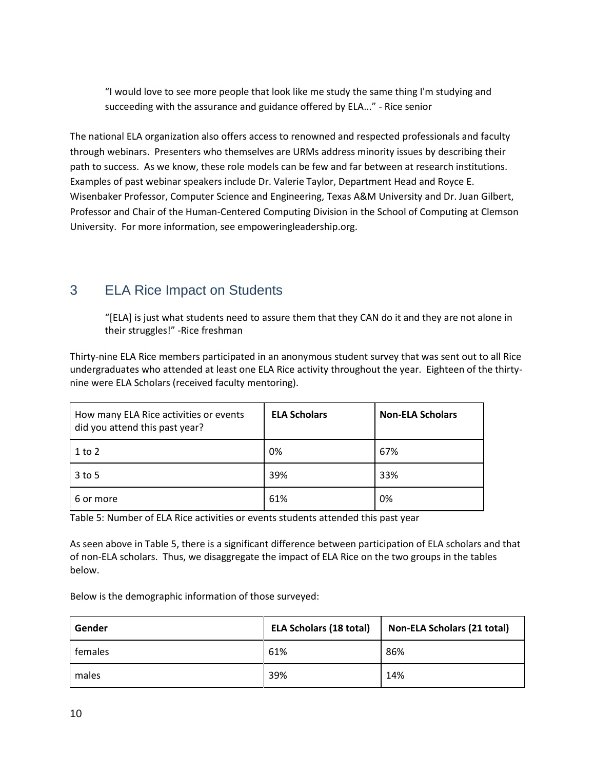> "I would love to see more people that look like me study the same thing I'm studying and succeeding with the assurance and guidance offered by ELA..." - Rice senior

The national ELA organization also offers access to renowned and respected professionals and faculty through webinars. Presenters who themselves are URMs address minority issues by describing their path to success. As we know, these role models can be few and far between at research institutions. Examples of past webinar speakers include Dr. Valerie Taylor, Department Head and Royce E. Wisenbaker Professor, Computer Science and Engineering, Texas A&M University and Dr. Juan Gilbert, Professor and Chair of the Human-Centered Computing Division in the School of Computing at Clemson University. For more information, see empoweringleadership.org.

## 3 ELA Rice Impact on Students

> "[ELA] is just what students need to assure them that they CAN do it and they are not alone in their struggles!" -Rice freshman

Thirty-nine ELA Rice members participated in an anonymous student survey that was sent out to all Rice undergraduates who attended at least one ELA Rice activity throughout the year. Eighteen of the thirty-nine were ELA Scholars (received faculty mentoring).

| How many ELA Rice activities or events did you attend this past year? | **ELA Scholars** | **Non-ELA Scholars** |
|---|---|---|
| 1 to 2 | 0% | 67% |
| 3 to 5 | 39% | 33% |
| 6 or more | 61% | 0% |

Table 5: Number of ELA Rice activities or events students attended this past year

As seen above in Table 5, there is a significant difference between participation of ELA scholars and that of non-ELA scholars. Thus, we disaggregate the impact of ELA Rice on the two groups in the tables below.

Below is the demographic information of those surveyed:

| **Gender** | **ELA Scholars (18 total)** | **Non-ELA Scholars (21 total)** |
|---|---|---|
| females | 61% | 86% |
| males | 39% | 14% |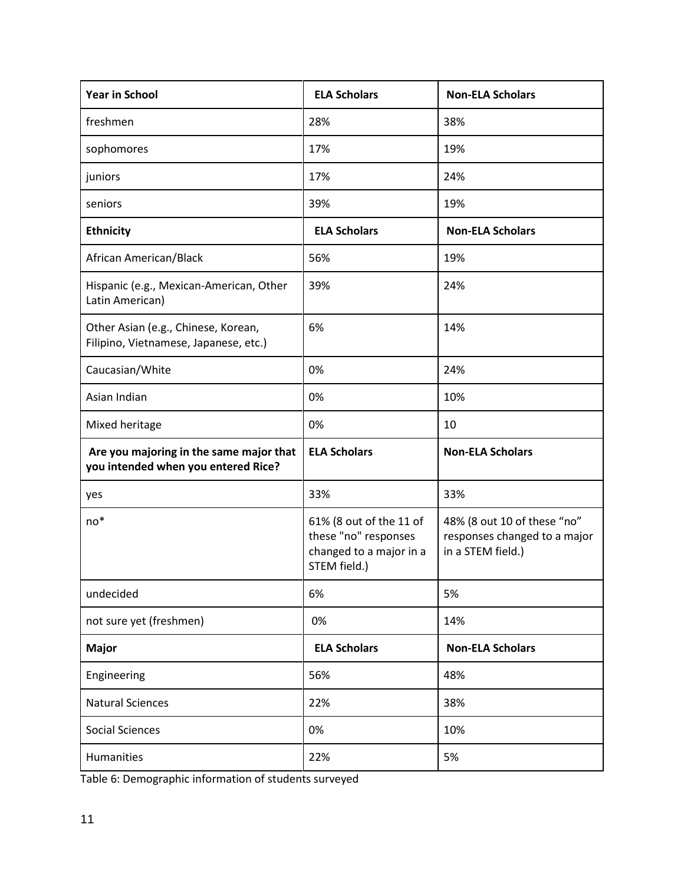| Year in School | ELA Scholars | Non-ELA Scholars |
| --- | --- | --- |
| freshmen | 28% | 38% |
| sophomores | 17% | 19% |
| juniors | 17% | 24% |
| seniors | 39% | 19% |
| **Ethnicity** | **ELA Scholars** | **Non-ELA Scholars** |
| African American/Black | 56% | 19% |
| Hispanic (e.g., Mexican-American, Other Latin American) | 39% | 24% |
| Other Asian (e.g., Chinese, Korean, Filipino, Vietnamese, Japanese, etc.) | 6% | 14% |
| Caucasian/White | 0% | 24% |
| Asian Indian | 0% | 10% |
| Mixed heritage | 0% | 10 |
| **Are you majoring in the same major that you intended when you entered Rice?** | **ELA Scholars** | **Non-ELA Scholars** |
| yes | 33% | 33% |
| no* | 61% (8 out of the 11 of these "no" responses changed to a major in a STEM field.) | 48% (8 out 10 of these "no" responses changed to a major in a STEM field.) |
| undecided | 6% | 5% |
| not sure yet (freshmen) | 0% | 14% |
| **Major** | **ELA Scholars** | **Non-ELA Scholars** |
| Engineering | 56% | 48% |
| Natural Sciences | 22% | 38% |
| Social Sciences | 0% | 10% |
| Humanities | 22% | 5% |

Table 6: Demographic information of students surveyed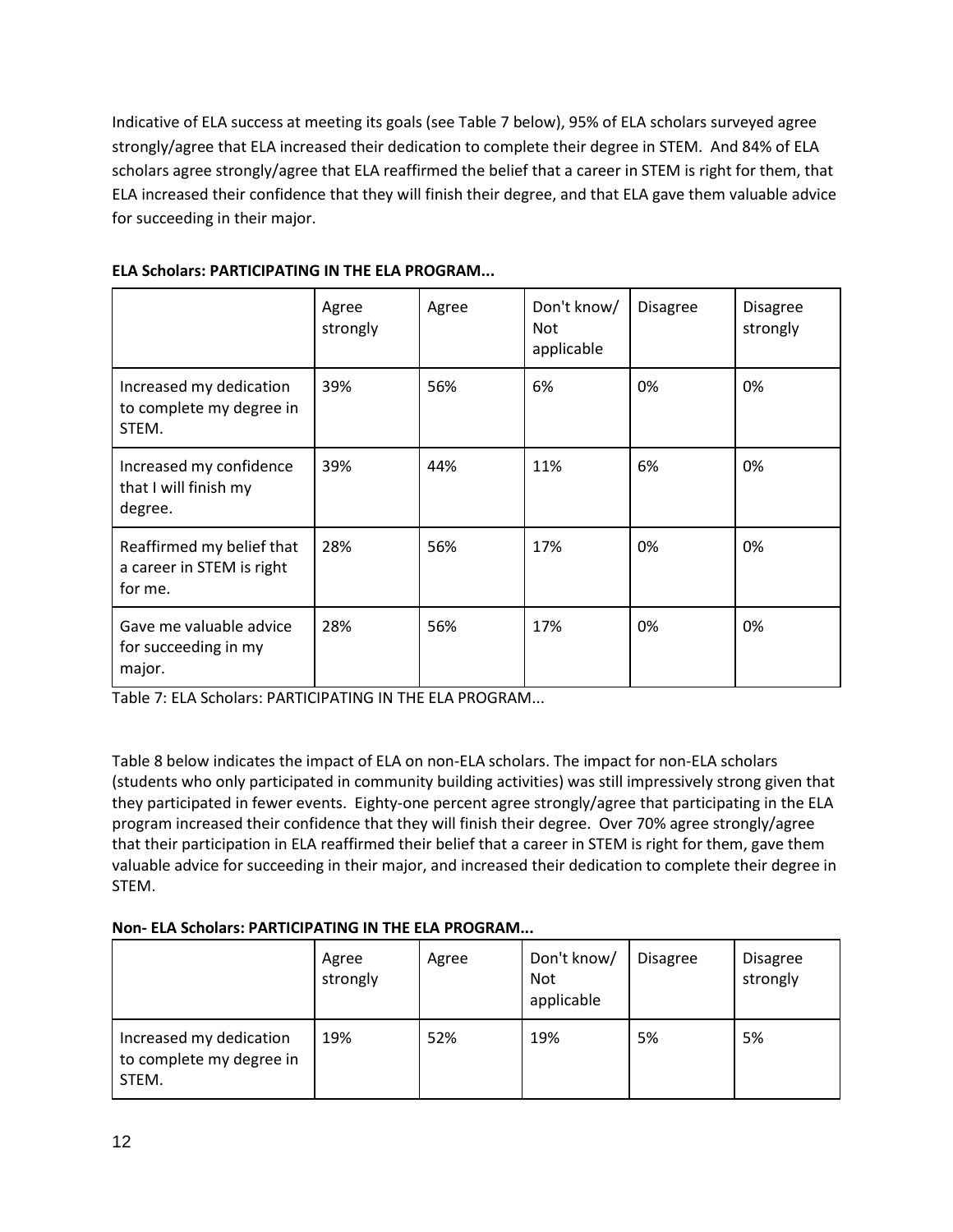Indicative of ELA success at meeting its goals (see Table 7 below), 95% of ELA scholars surveyed agree strongly/agree that ELA increased their dedication to complete their degree in STEM. And 84% of ELA scholars agree strongly/agree that ELA reaffirmed the belief that a career in STEM is right for them, that ELA increased their confidence that they will finish their degree, and that ELA gave them valuable advice for succeeding in their major.

**ELA Scholars: PARTICIPATING IN THE ELA PROGRAM...**

| | Agree strongly | Agree | Don't know/ Not applicable | Disagree | Disagree strongly |
|---|---|---|---|---|---|
| Increased my dedication to complete my degree in STEM. | 39% | 56% | 6% | 0% | 0% |
| Increased my confidence that I will finish my degree. | 39% | 44% | 11% | 6% | 0% |
| Reaffirmed my belief that a career in STEM is right for me. | 28% | 56% | 17% | 0% | 0% |
| Gave me valuable advice for succeeding in my major. | 28% | 56% | 17% | 0% | 0% |

Table 7: ELA Scholars: PARTICIPATING IN THE ELA PROGRAM...

Table 8 below indicates the impact of ELA on non-ELA scholars. The impact for non-ELA scholars (students who only participated in community building activities) was still impressively strong given that they participated in fewer events. Eighty-one percent agree strongly/agree that participating in the ELA program increased their confidence that they will finish their degree. Over 70% agree strongly/agree that their participation in ELA reaffirmed their belief that a career in STEM is right for them, gave them valuable advice for succeeding in their major, and increased their dedication to complete their degree in STEM.

**Non- ELA Scholars: PARTICIPATING IN THE ELA PROGRAM...**

| | Agree strongly | Agree | Don't know/ Not applicable | Disagree | Disagree strongly |
|---|---|---|---|---|---|
| Increased my dedication to complete my degree in STEM. | 19% | 52% | 19% | 5% | 5% |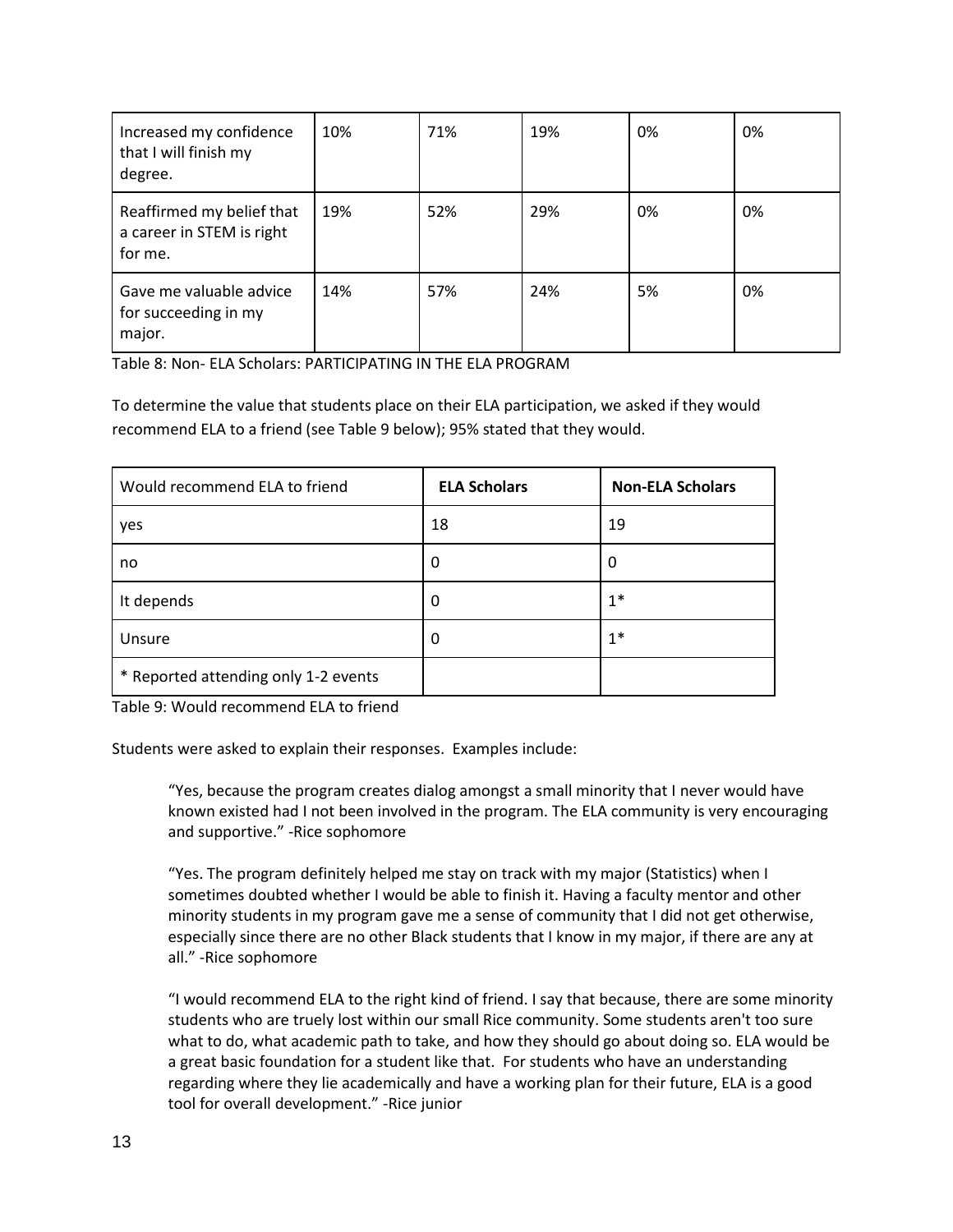| | | | | | |
|---|---|---|---|---|---|
| Increased my confidence that I will finish my degree. | 10% | 71% | 19% | 0% | 0% |
| Reaffirmed my belief that a career in STEM is right for me. | 19% | 52% | 29% | 0% | 0% |
| Gave me valuable advice for succeeding in my major. | 14% | 57% | 24% | 5% | 0% |

Table 8: Non- ELA Scholars: PARTICIPATING IN THE ELA PROGRAM

To determine the value that students place on their ELA participation, we asked if they would recommend ELA to a friend (see Table 9 below); 95% stated that they would.

| Would recommend ELA to friend | **ELA Scholars** | **Non-ELA Scholars** |
|---|---|---|
| yes | 18 | 19 |
| no | 0 | 0 |
| It depends | 0 | 1* |
| Unsure | 0 | 1* |
| * Reported attending only 1-2 events | | |

Table 9: Would recommend ELA to friend

Students were asked to explain their responses. Examples include:

> "Yes, because the program creates dialog amongst a small minority that I never would have known existed had I not been involved in the program. The ELA community is very encouraging and supportive." -Rice sophomore

> "Yes. The program definitely helped me stay on track with my major (Statistics) when I sometimes doubted whether I would be able to finish it. Having a faculty mentor and other minority students in my program gave me a sense of community that I did not get otherwise, especially since there are no other Black students that I know in my major, if there are any at all." -Rice sophomore

> "I would recommend ELA to the right kind of friend. I say that because, there are some minority students who are truely lost within our small Rice community. Some students aren't too sure what to do, what academic path to take, and how they should go about doing so. ELA would be a great basic foundation for a student like that. For students who have an understanding regarding where they lie academically and have a working plan for their future, ELA is a good tool for overall development." -Rice junior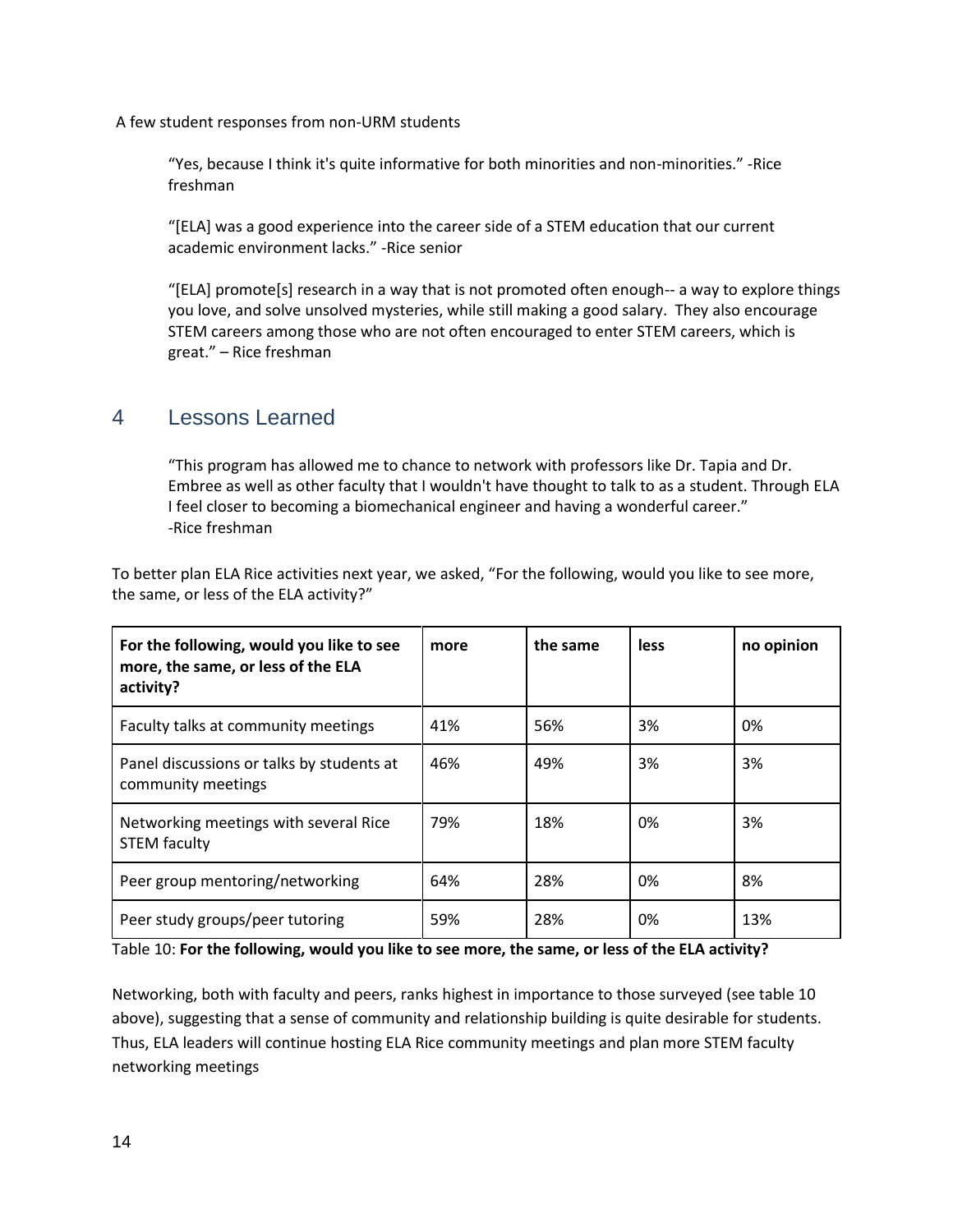A few student responses from non-URM students

> "Yes, because I think it's quite informative for both minorities and non-minorities." -Rice freshman
>
> "[ELA] was a good experience into the career side of a STEM education that our current academic environment lacks." -Rice senior
>
> "[ELA] promote[s] research in a way that is not promoted often enough-- a way to explore things you love, and solve unsolved mysteries, while still making a good salary. They also encourage STEM careers among those who are not often encouraged to enter STEM careers, which is great." – Rice freshman

## 4 Lessons Learned

> "This program has allowed me to chance to network with professors like Dr. Tapia and Dr. Embree as well as other faculty that I wouldn't have thought to talk to as a student. Through ELA I feel closer to becoming a biomechanical engineer and having a wonderful career."
> -Rice freshman

To better plan ELA Rice activities next year, we asked, "For the following, would you like to see more, the same, or less of the ELA activity?"

| **For the following, would you like to see more, the same, or less of the ELA activity?** | **more** | **the same** | **less** | **no opinion** |
|---|---|---|---|---|
| Faculty talks at community meetings | 41% | 56% | 3% | 0% |
| Panel discussions or talks by students at community meetings | 46% | 49% | 3% | 3% |
| Networking meetings with several Rice STEM faculty | 79% | 18% | 0% | 3% |
| Peer group mentoring/networking | 64% | 28% | 0% | 8% |
| Peer study groups/peer tutoring | 59% | 28% | 0% | 13% |

Table 10: **For the following, would you like to see more, the same, or less of the ELA activity?**

Networking, both with faculty and peers, ranks highest in importance to those surveyed (see table 10 above), suggesting that a sense of community and relationship building is quite desirable for students. Thus, ELA leaders will continue hosting ELA Rice community meetings and plan more STEM faculty networking meetings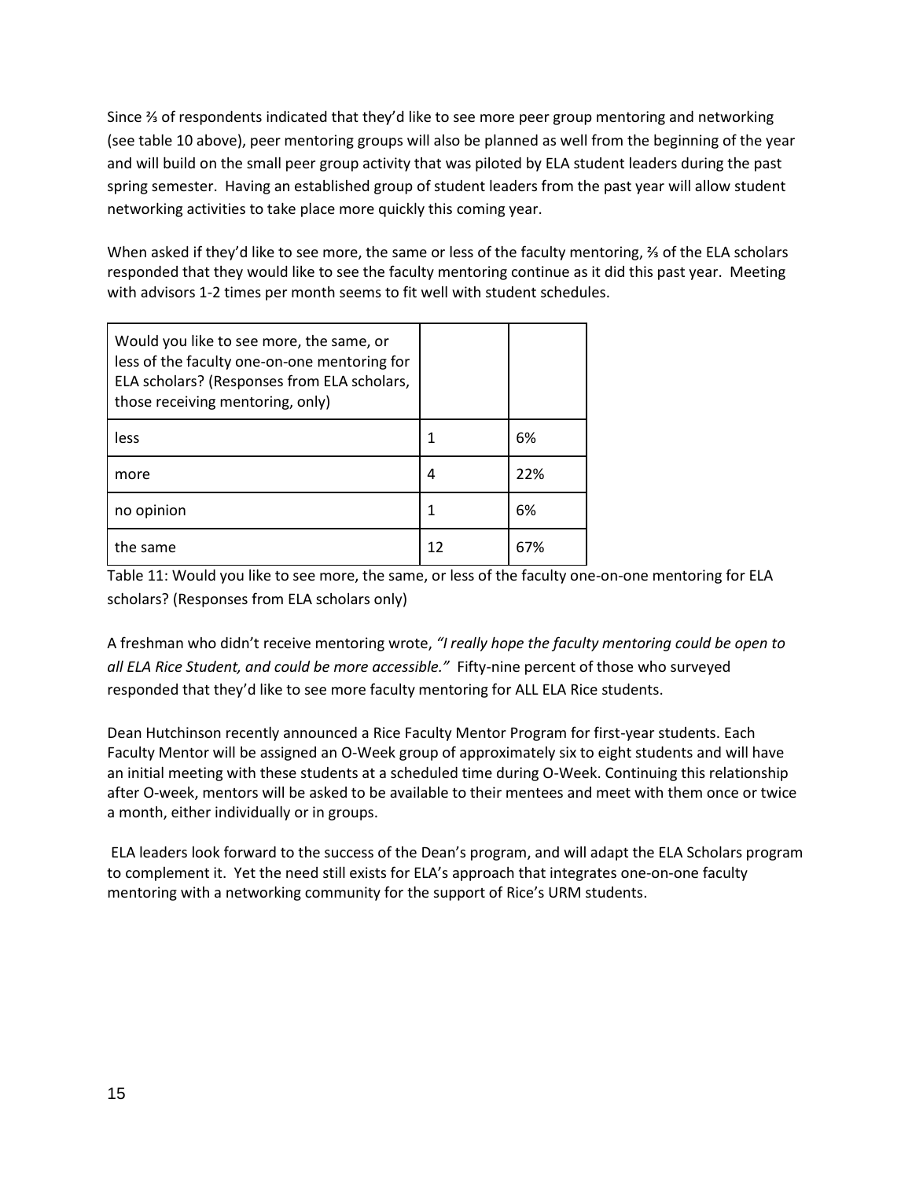Since ⅔ of respondents indicated that they'd like to see more peer group mentoring and networking (see table 10 above), peer mentoring groups will also be planned as well from the beginning of the year and will build on the small peer group activity that was piloted by ELA student leaders during the past spring semester. Having an established group of student leaders from the past year will allow student networking activities to take place more quickly this coming year.

When asked if they'd like to see more, the same or less of the faculty mentoring, ⅔ of the ELA scholars responded that they would like to see the faculty mentoring continue as it did this past year. Meeting with advisors 1-2 times per month seems to fit well with student schedules.

| Would you like to see more, the same, or less of the faculty one-on-one mentoring for ELA scholars? (Responses from ELA scholars, those receiving mentoring, only) | | |
|---|---|---|
| less | 1 | 6% |
| more | 4 | 22% |
| no opinion | 1 | 6% |
| the same | 12 | 67% |

Table 11: Would you like to see more, the same, or less of the faculty one-on-one mentoring for ELA scholars? (Responses from ELA scholars only)

A freshman who didn't receive mentoring wrote, *"I really hope the faculty mentoring could be open to all ELA Rice Student, and could be more accessible."* Fifty-nine percent of those who surveyed responded that they'd like to see more faculty mentoring for ALL ELA Rice students.

Dean Hutchinson recently announced a Rice Faculty Mentor Program for first-year students. Each Faculty Mentor will be assigned an O-Week group of approximately six to eight students and will have an initial meeting with these students at a scheduled time during O-Week. Continuing this relationship after O-week, mentors will be asked to be available to their mentees and meet with them once or twice a month, either individually or in groups.

ELA leaders look forward to the success of the Dean's program, and will adapt the ELA Scholars program to complement it. Yet the need still exists for ELA's approach that integrates one-on-one faculty mentoring with a networking community for the support of Rice's URM students.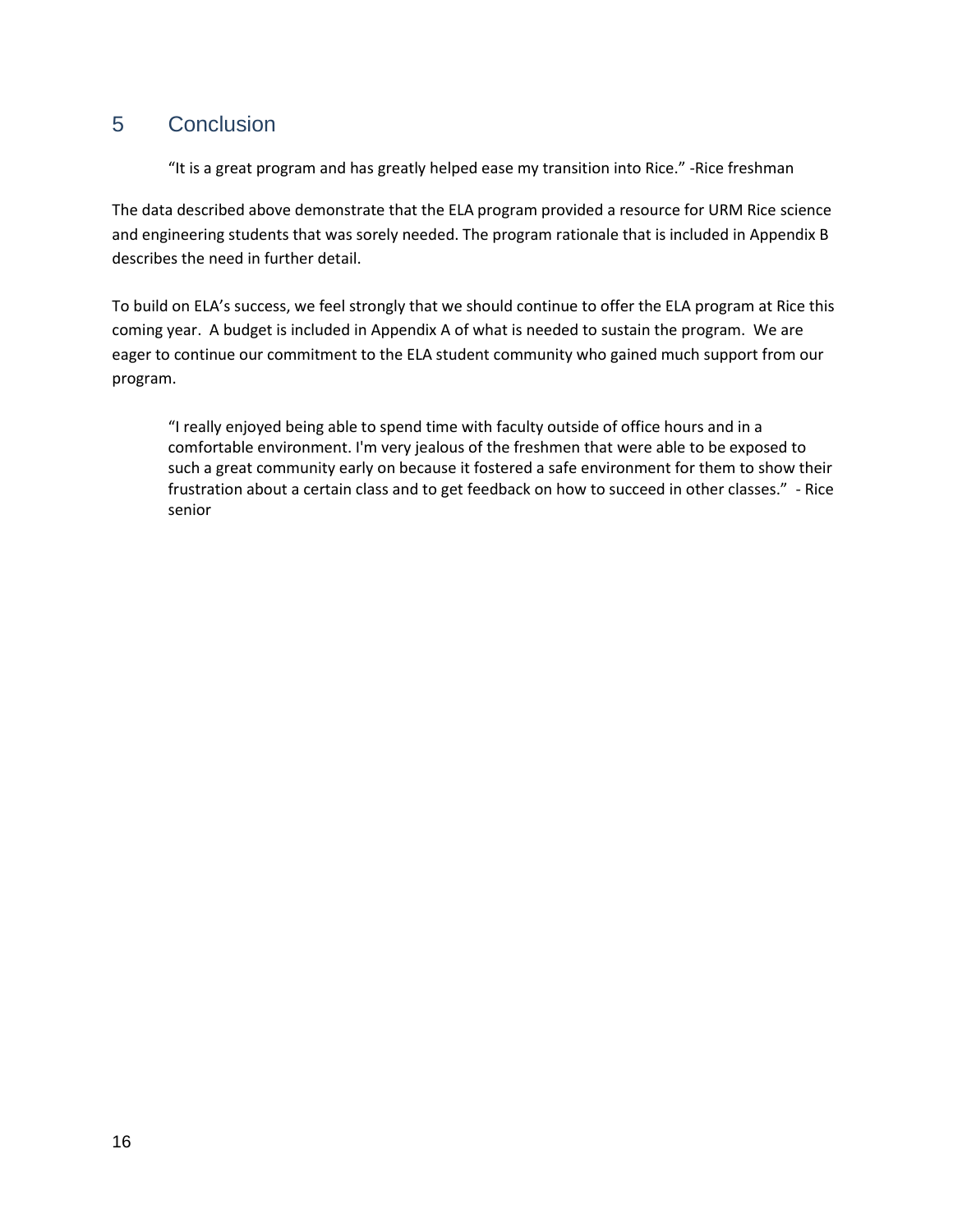# 5 Conclusion

> "It is a great program and has greatly helped ease my transition into Rice." -Rice freshman

The data described above demonstrate that the ELA program provided a resource for URM Rice science and engineering students that was sorely needed. The program rationale that is included in Appendix B describes the need in further detail.

To build on ELA's success, we feel strongly that we should continue to offer the ELA program at Rice this coming year. A budget is included in Appendix A of what is needed to sustain the program. We are eager to continue our commitment to the ELA student community who gained much support from our program.

> "I really enjoyed being able to spend time with faculty outside of office hours and in a comfortable environment. I'm very jealous of the freshmen that were able to be exposed to such a great community early on because it fostered a safe environment for them to show their frustration about a certain class and to get feedback on how to succeed in other classes." - Rice senior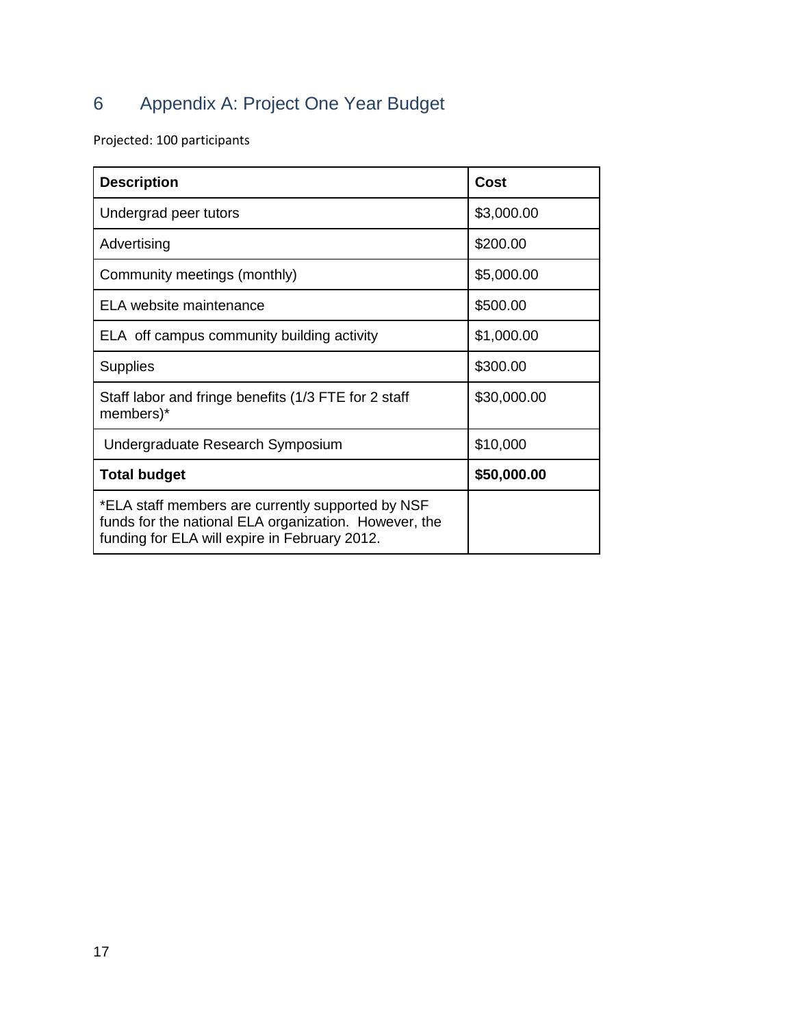# 6 Appendix A: Project One Year Budget

Projected: 100 participants

| Description | Cost |
|---|---|
| Undergrad peer tutors | $3,000.00 |
| Advertising | $200.00 |
| Community meetings (monthly) | $5,000.00 |
| ELA website maintenance | $500.00 |
| ELA off campus community building activity | $1,000.00 |
| Supplies | $300.00 |
| Staff labor and fringe benefits (1/3 FTE for 2 staff members)* | $30,000.00 |
| Undergraduate Research Symposium | $10,000 |
| **Total budget** | **$50,000.00** |
| *ELA staff members are currently supported by NSF funds for the national ELA organization. However, the funding for ELA will expire in February 2012. | |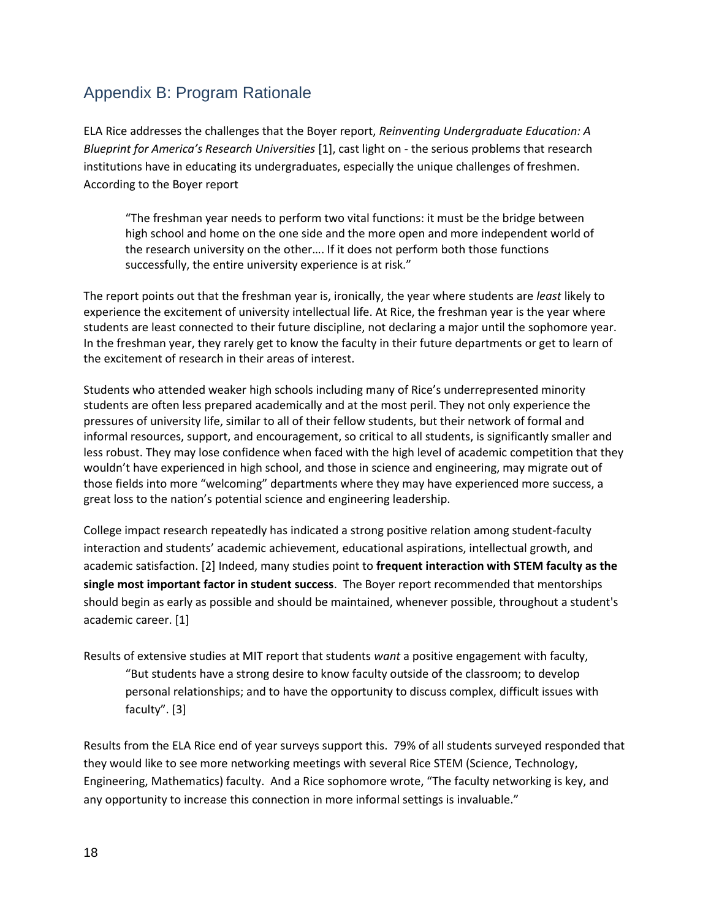## Appendix B: Program Rationale

ELA Rice addresses the challenges that the Boyer report, *Reinventing Undergraduate Education: A Blueprint for America's Research Universities* [1], cast light on - the serious problems that research institutions have in educating its undergraduates, especially the unique challenges of freshmen. According to the Boyer report

> "The freshman year needs to perform two vital functions: it must be the bridge between high school and home on the one side and the more open and more independent world of the research university on the other…. If it does not perform both those functions successfully, the entire university experience is at risk."

The report points out that the freshman year is, ironically, the year where students are *least* likely to experience the excitement of university intellectual life. At Rice, the freshman year is the year where students are least connected to their future discipline, not declaring a major until the sophomore year. In the freshman year, they rarely get to know the faculty in their future departments or get to learn of the excitement of research in their areas of interest.

Students who attended weaker high schools including many of Rice's underrepresented minority students are often less prepared academically and at the most peril. They not only experience the pressures of university life, similar to all of their fellow students, but their network of formal and informal resources, support, and encouragement, so critical to all students, is significantly smaller and less robust. They may lose confidence when faced with the high level of academic competition that they wouldn't have experienced in high school, and those in science and engineering, may migrate out of those fields into more "welcoming" departments where they may have experienced more success, a great loss to the nation's potential science and engineering leadership.

College impact research repeatedly has indicated a strong positive relation among student-faculty interaction and students' academic achievement, educational aspirations, intellectual growth, and academic satisfaction. [2] Indeed, many studies point to **frequent interaction with STEM faculty as the single most important factor in student success**. The Boyer report recommended that mentorships should begin as early as possible and should be maintained, whenever possible, throughout a student's academic career. [1]

Results of extensive studies at MIT report that students *want* a positive engagement with faculty,

> "But students have a strong desire to know faculty outside of the classroom; to develop personal relationships; and to have the opportunity to discuss complex, difficult issues with faculty". [3]

Results from the ELA Rice end of year surveys support this. 79% of all students surveyed responded that they would like to see more networking meetings with several Rice STEM (Science, Technology, Engineering, Mathematics) faculty. And a Rice sophomore wrote, "The faculty networking is key, and any opportunity to increase this connection in more informal settings is invaluable."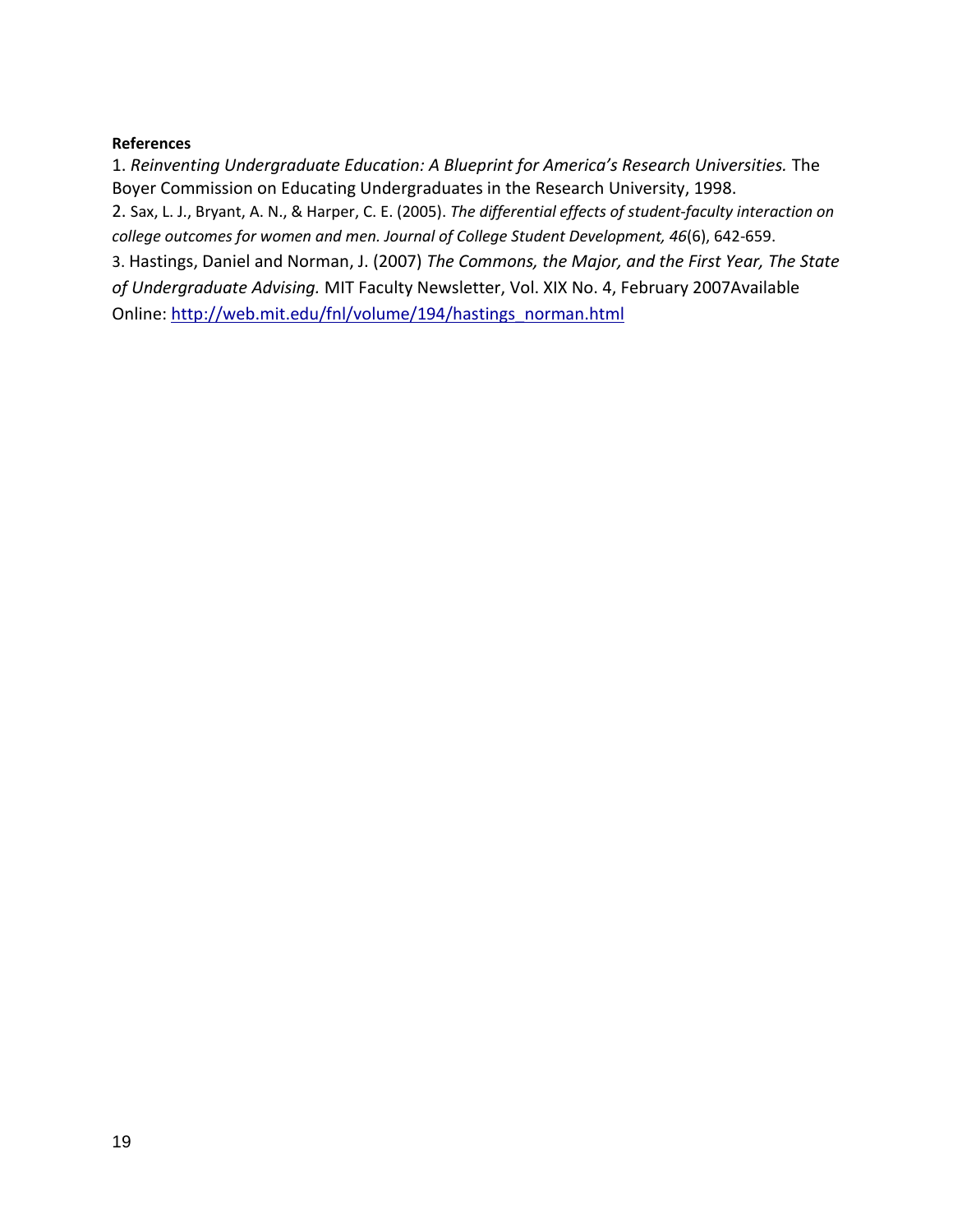**References**

1. *Reinventing Undergraduate Education: A Blueprint for America's Research Universities.* The Boyer Commission on Educating Undergraduates in the Research University, 1998.
2. Sax, L. J., Bryant, A. N., & Harper, C. E. (2005). *The differential effects of student-faculty interaction on college outcomes for women and men. Journal of College Student Development, 46*(6), 642-659.
3. Hastings, Daniel and Norman, J. (2007) *The Commons, the Major, and the First Year, The State of Undergraduate Advising.* MIT Faculty Newsletter, Vol. XIX No. 4, February 2007Available Online: http://web.mit.edu/fnl/volume/194/hastings_norman.html